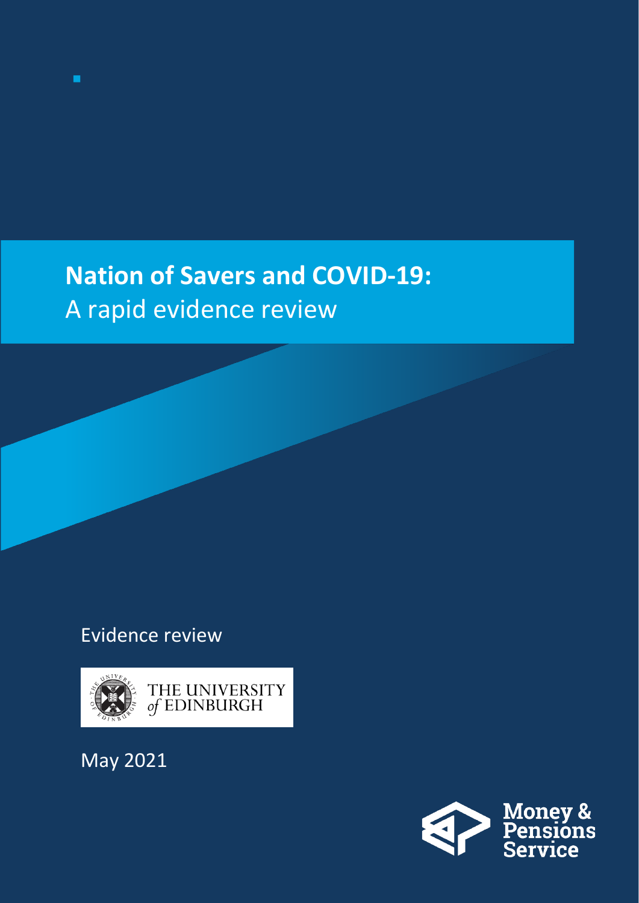# **Nation of Savers and COVID-19:** A rapid evidence review

Evidence review

THE UNIVERSITY *of* EDINBURGH

May 2021

Money & Pensions Service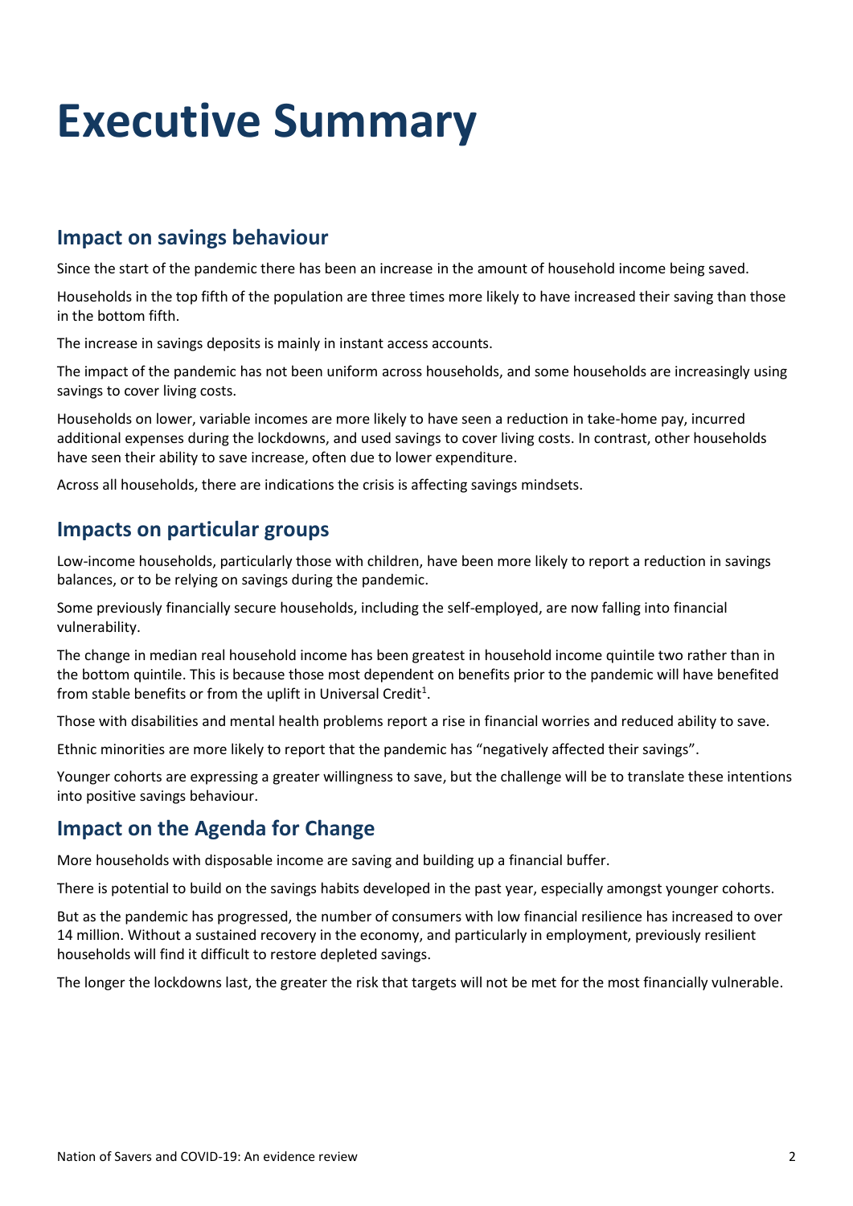# Executive Summary

## Impact on savings behaviour

Since the start of the pandemic there has been an increase in the amount of household income being saved.

Households in the top fifth of the population are three times more likely to have increased their saving than those in the bottom fifth.

The increase in savings deposits is mainly in instant access accounts.

The impact of the pandemic has not been uniform across households, and some households are increasingly using savings to cover living costs.

Households on lower, variable incomes are more likely to have seen a reduction in take-home pay, incurred additional expenses during the lockdowns, and used savings to cover living costs. In contrast, other households have seen their ability to save increase, often due to lower expenditure.

Across all households, there are indications the crisis is affecting savings mindsets.

## Impacts on particular groups

Low-income households, particularly those with children, have been more likely to report a reduction in savings balances, or to be relying on savings during the pandemic.

Some previously financially secure households, including the self-employed, are now falling into financial vulnerability.

The change in median real household income has been greatest in household income quintile two rather than in the bottom quintile. This is because those most dependent on benefits prior to the pandemic will have benefited from stable benefits or from the uplift in Universal Credit[1].

Those with disabilities and mental health problems report a rise in financial worries and reduced ability to save.

Ethnic minorities are more likely to report that the pandemic has "negatively affected their savings".

Younger cohorts are expressing a greater willingness to save, but the challenge will be to translate these intentions into positive savings behaviour.

## Impact on the Agenda for Change

More households with disposable income are saving and building up a financial buffer.

There is potential to build on the savings habits developed in the past year, especially amongst younger cohorts.

But as the pandemic has progressed, the number of consumers with low financial resilience has increased to over 14 million. Without a sustained recovery in the economy, and particularly in employment, previously resilient households will find it difficult to restore depleted savings.

The longer the lockdowns last, the greater the risk that targets will not be met for the most financially vulnerable.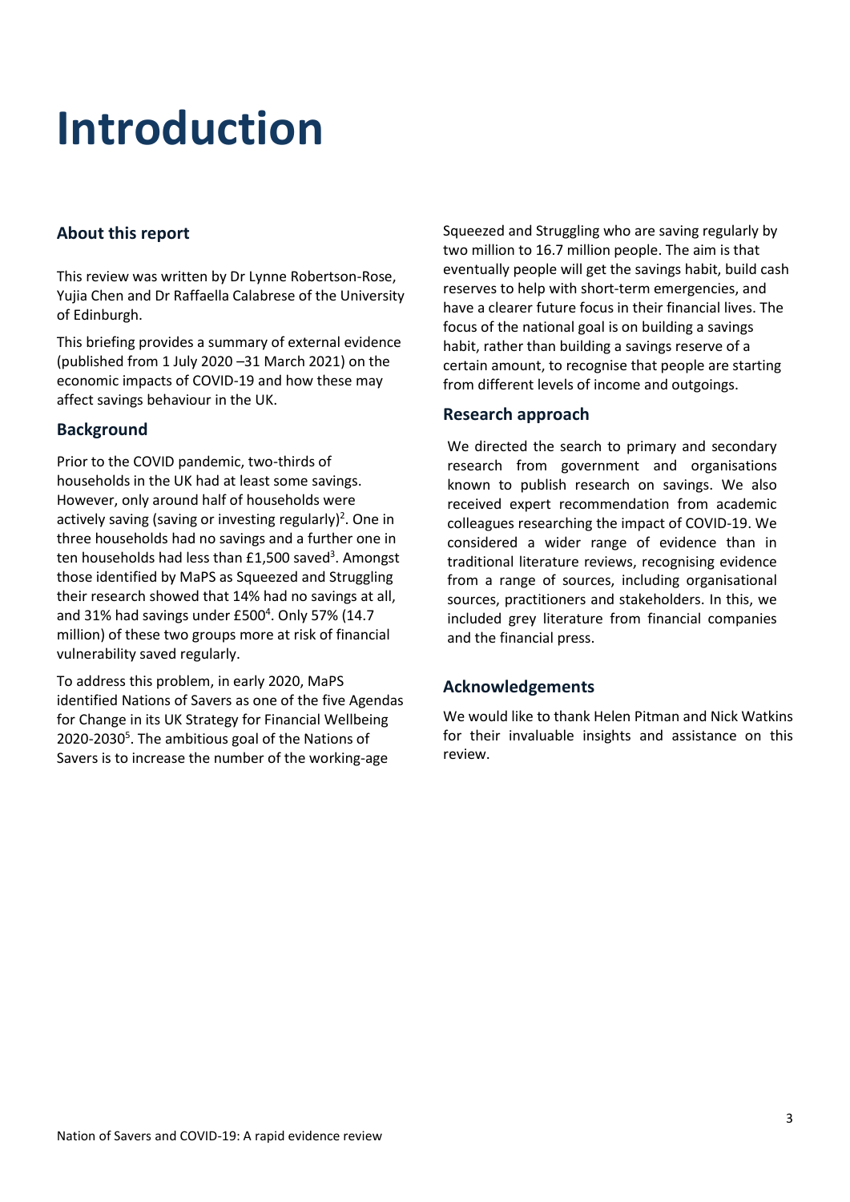# Introduction

## About this report

This review was written by Dr Lynne Robertson-Rose, Yujia Chen and Dr Raffaella Calabrese of the University of Edinburgh.

This briefing provides a summary of external evidence (published from 1 July 2020 –31 March 2021) on the economic impacts of COVID-19 and how these may affect savings behaviour in the UK.

## Background

Prior to the COVID pandemic, two-thirds of households in the UK had at least some savings. However, only around half of households were actively saving (saving or investing regularly)[2]. One in three households had no savings and a further one in ten households had less than £1,500 saved[3]. Amongst those identified by MaPS as Squeezed and Struggling their research showed that 14% had no savings at all, and 31% had savings under £500[4]. Only 57% (14.7 million) of these two groups more at risk of financial vulnerability saved regularly.

To address this problem, in early 2020, MaPS identified Nations of Savers as one of the five Agendas for Change in its UK Strategy for Financial Wellbeing 2020-2030[5]. The ambitious goal of the Nations of Savers is to increase the number of the working-age Squeezed and Struggling who are saving regularly by two million to 16.7 million people. The aim is that eventually people will get the savings habit, build cash reserves to help with short-term emergencies, and have a clearer future focus in their financial lives. The focus of the national goal is on building a savings habit, rather than building a savings reserve of a certain amount, to recognise that people are starting from different levels of income and outgoings.

## Research approach

We directed the search to primary and secondary research from government and organisations known to publish research on savings. We also received expert recommendation from academic colleagues researching the impact of COVID-19. We considered a wider range of evidence than in traditional literature reviews, recognising evidence from a range of sources, including organisational sources, practitioners and stakeholders. In this, we included grey literature from financial companies and the financial press.

## Acknowledgements

We would like to thank Helen Pitman and Nick Watkins for their invaluable insights and assistance on this review.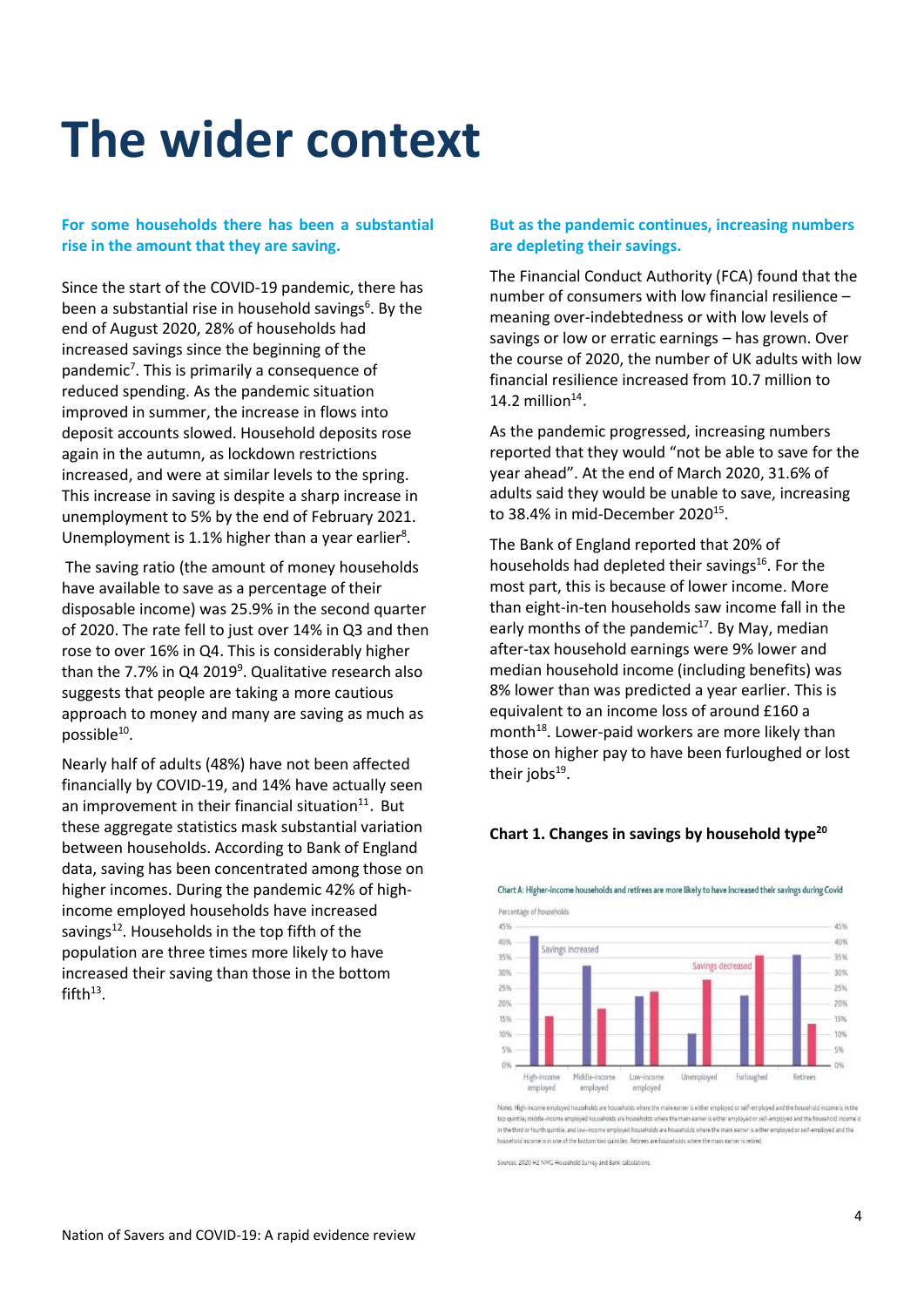# The wider context

**For some households there has been a substantial rise in the amount that they are saving.**

Since the start of the COVID-19 pandemic, there has been a substantial rise in household savings[6]. By the end of August 2020, 28% of households had increased savings since the beginning of the pandemic[7]. This is primarily a consequence of reduced spending. As the pandemic situation improved in summer, the increase in flows into deposit accounts slowed. Household deposits rose again in the autumn, as lockdown restrictions increased, and were at similar levels to the spring. This increase in saving is despite a sharp increase in unemployment to 5% by the end of February 2021. Unemployment is 1.1% higher than a year earlier[8].

The saving ratio (the amount of money households have available to save as a percentage of their disposable income) was 25.9% in the second quarter of 2020. The rate fell to just over 14% in Q3 and then rose to over 16% in Q4. This is considerably higher than the 7.7% in Q4 2019[9]. Qualitative research also suggests that people are taking a more cautious approach to money and many are saving as much as possible[10].

Nearly half of adults (48%) have not been affected financially by COVID-19, and 14% have actually seen an improvement in their financial situation[11]. But these aggregate statistics mask substantial variation between households. According to Bank of England data, saving has been concentrated among those on higher incomes. During the pandemic 42% of high-income employed households have increased savings[12]. Households in the top fifth of the population are three times more likely to have increased their saving than those in the bottom fifth[13].

**But as the pandemic continues, increasing numbers are depleting their savings.**

The Financial Conduct Authority (FCA) found that the number of consumers with low financial resilience – meaning over-indebtedness or with low levels of savings or low or erratic earnings – has grown. Over the course of 2020, the number of UK adults with low financial resilience increased from 10.7 million to 14.2 million[14].

As the pandemic progressed, increasing numbers reported that they would "not be able to save for the year ahead". At the end of March 2020, 31.6% of adults said they would be unable to save, increasing to 38.4% in mid-December 2020[15].

The Bank of England reported that 20% of households had depleted their savings[16]. For the most part, this is because of lower income. More than eight-in-ten households saw income fall in the early months of the pandemic[17]. By May, median after-tax household earnings were 9% lower and median household income (including benefits) was 8% lower than was predicted a year earlier. This is equivalent to an income loss of around £160 a month[18]. Lower-paid workers are more likely than those on higher pay to have been furloughed or lost their jobs[19].

**Chart 1. Changes in savings by household type[20]**

Chart A: Higher-income households and retirees are more likely to have increased their savings during Covid

Percentage of households

| Household type | Savings increased | Savings decreased |
|---|---|---|
| High-income employed | ~42% | ~16% |
| Middle-income employed | ~32% | ~18% |
| Low-income employed | ~22% | ~24% |
| Unemployed | ~10% | ~28% |
| Furloughed | ~22% | ~36% |
| Retirees | ~36% | ~13% |

Notes: High-income employed households are households where the main earner is either employed or self-employed and the household income is in the top quintile; middle-income employed households are households where the main earner is either employed or self-employed and the household income is in the third or fourth quintile, and low-income employed households are households where the main earner is either employed or self-employed and the household income is in one of the bottom two quintiles. Retirees are households where the main earner is retired.

Sources: 2020 H2 NMG Household Survey and Bank calculations.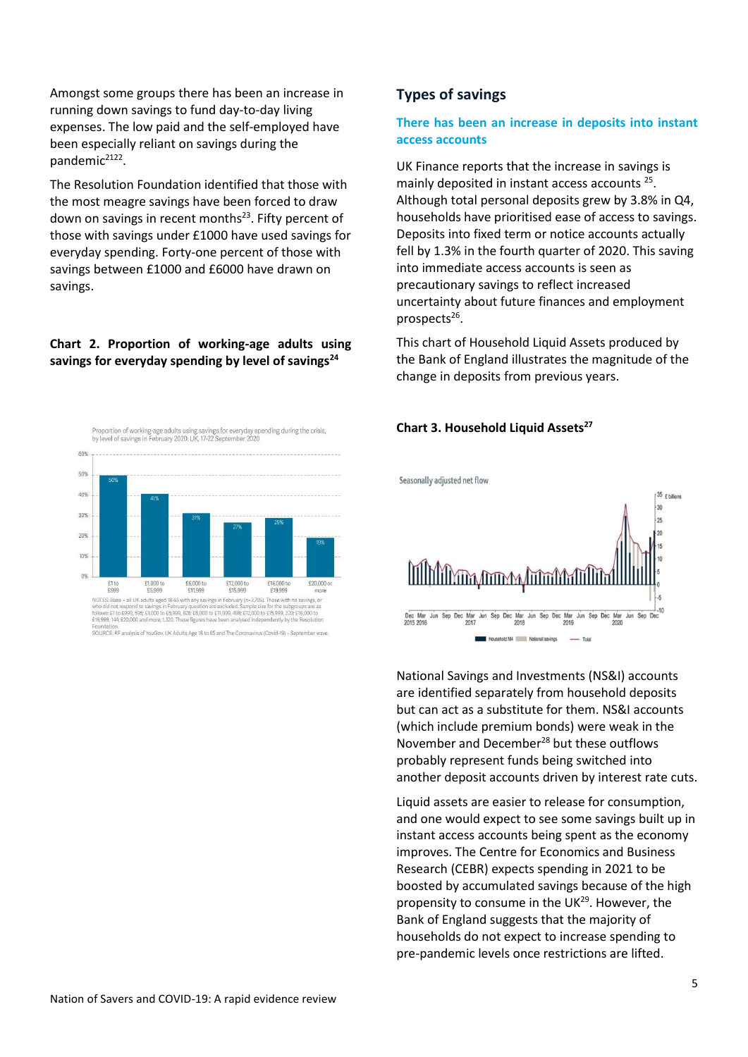Amongst some groups there has been an increase in running down savings to fund day-to-day living expenses. The low paid and the self-employed have been especially reliant on savings during the pandemic[21][22].

The Resolution Foundation identified that those with the most meagre savings have been forced to draw down on savings in recent months[23]. Fifty percent of those with savings under £1000 have used savings for everyday spending. Forty-one percent of those with savings between £1000 and £6000 have drawn on savings.

**Chart 2. Proportion of working-age adults using savings for everyday spending by level of savings[24]**

Proportion of working-age adults using savings for everyday spending during the crisis, by level of savings in February 2020: UK, 17-22 September 2020

| Level of savings | Proportion |
|---|---|
| £1 to £999 | 50% |
| £1,000 to £5,999 | 41% |
| £6,000 to £11,999 | 31% |
| £12,000 to £15,999 | 27% |
| £16,000 to £19,999 | 29% |
| £20,000 or more | 19% |

NOTES: Base = all UK adults aged 18-65 with any savings in February (n=3,705). Those with no savings, or who did not respond to savings in February question are excluded. Sample size for the subgroups are as follows: £1 to £999, 595; £1,000 to £5,999, 928; £6,000 to £11,999, 498; £12,000 to £15,999, 220; £16,000 to £19,999, 144; £20,000 and more, 1,320. These figures have been analysed independently by the Resolution Foundation.
SOURCE: RF analysis of YouGov, UK Adults Age 18 to 65 and The Coronavirus (Covid-19) – September wave.

## Types of savings

### There has been an increase in deposits into instant access accounts

UK Finance reports that the increase in savings is mainly deposited in instant access accounts [25]. Although total personal deposits grew by 3.8% in Q4, households have prioritised ease of access to savings. Deposits into fixed term or notice accounts actually fell by 1.3% in the fourth quarter of 2020. This saving into immediate access accounts is seen as precautionary savings to reflect increased uncertainty about future finances and employment prospects[26].

This chart of Household Liquid Assets produced by the Bank of England illustrates the magnitude of the change in deposits from previous years.

**Chart 3. Household Liquid Assets[27]**

Seasonally adjusted net flow (£ billions; Dec 2015 – Dec 2020; Household M4, National savings, Total)

National Savings and Investments (NS&I) accounts are identified separately from household deposits but can act as a substitute for them. NS&I accounts (which include premium bonds) were weak in the November and December[28] but these outflows probably represent funds being switched into another deposit accounts driven by interest rate cuts.

Liquid assets are easier to release for consumption, and one would expect to see some savings built up in instant access accounts being spent as the economy improves. The Centre for Economics and Business Research (CEBR) expects spending in 2021 to be boosted by accumulated savings because of the high propensity to consume in the UK[29]. However, the Bank of England suggests that the majority of households do not expect to increase spending to pre-pandemic levels once restrictions are lifted.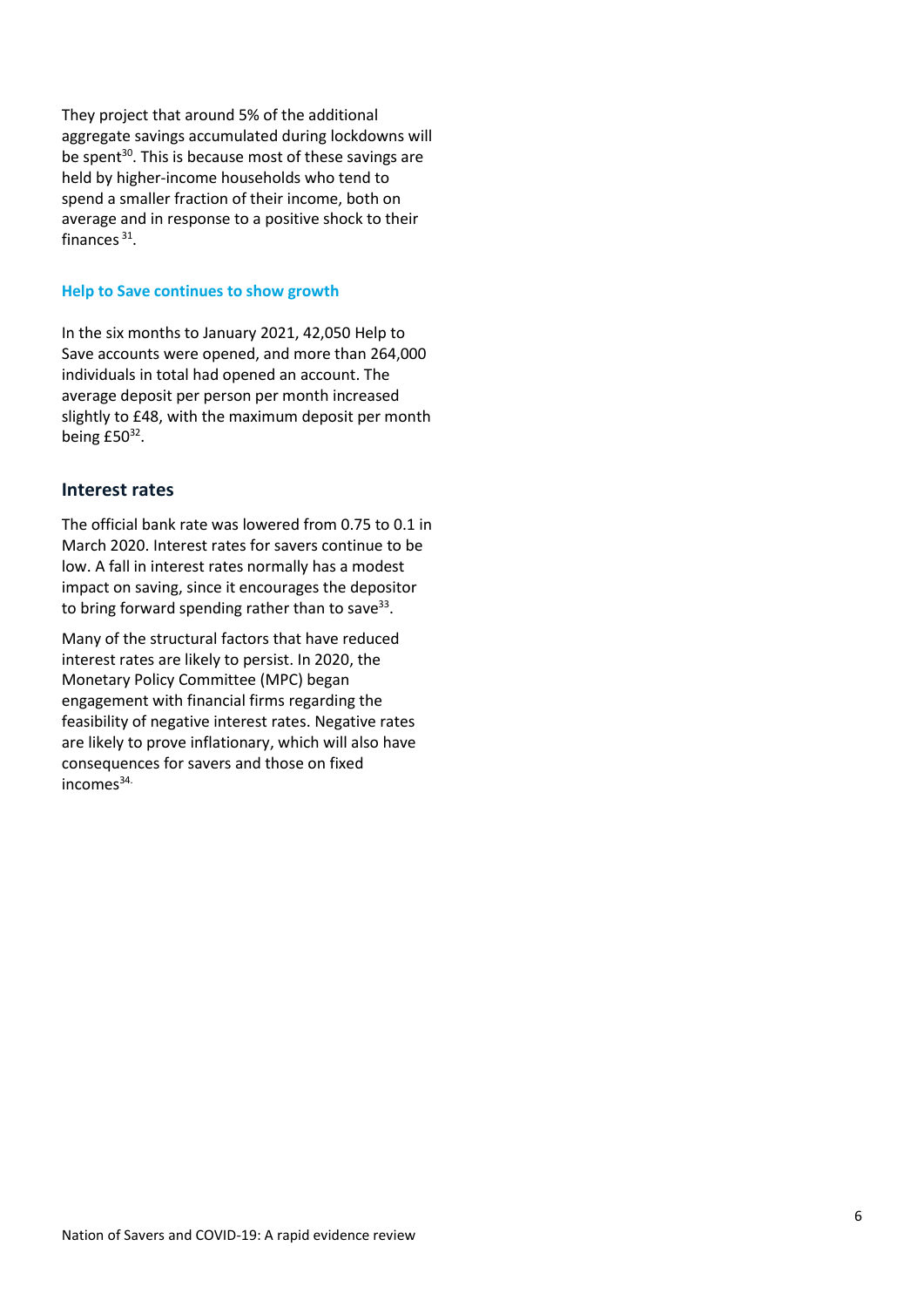They project that around 5% of the additional aggregate savings accumulated during lockdowns will be spent[30]. This is because most of these savings are held by higher-income households who tend to spend a smaller fraction of their income, both on average and in response to a positive shock to their finances [31].

### Help to Save continues to show growth

In the six months to January 2021, 42,050 Help to Save accounts were opened, and more than 264,000 individuals in total had opened an account. The average deposit per person per month increased slightly to £48, with the maximum deposit per month being £50[32].

## Interest rates

The official bank rate was lowered from 0.75 to 0.1 in March 2020. Interest rates for savers continue to be low. A fall in interest rates normally has a modest impact on saving, since it encourages the depositor to bring forward spending rather than to save[33].

Many of the structural factors that have reduced interest rates are likely to persist. In 2020, the Monetary Policy Committee (MPC) began engagement with financial firms regarding the feasibility of negative interest rates. Negative rates are likely to prove inflationary, which will also have consequences for savers and those on fixed incomes[34].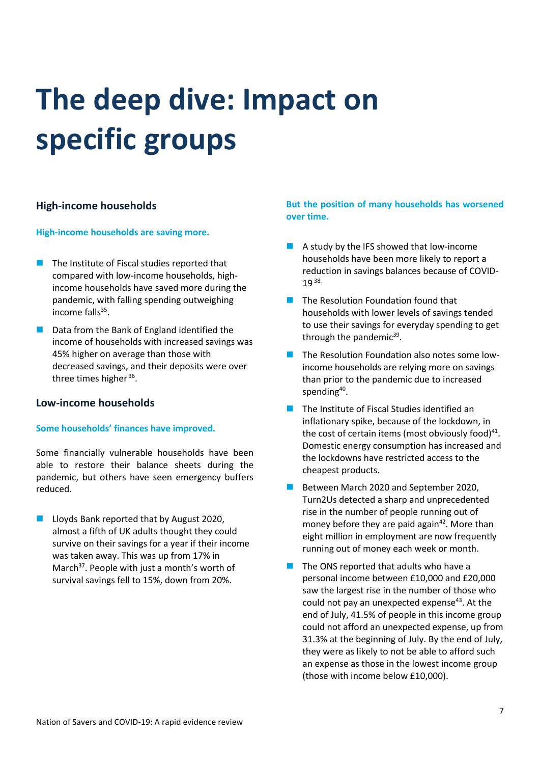# The deep dive: Impact on specific groups

## High-income households

**High-income households are saving more.**

- The Institute of Fiscal studies reported that compared with low-income households, high-income households have saved more during the pandemic, with falling spending outweighing income falls[35].
- Data from the Bank of England identified the income of households with increased savings was 45% higher on average than those with decreased savings, and their deposits were over three times higher[36].

## Low-income households

**Some households' finances have improved.**

Some financially vulnerable households have been able to restore their balance sheets during the pandemic, but others have seen emergency buffers reduced.

- Lloyds Bank reported that by August 2020, almost a fifth of UK adults thought they could survive on their savings for a year if their income was taken away. This was up from 17% in March[37]. People with just a month's worth of survival savings fell to 15%, down from 20%.

**But the position of many households has worsened over time.**

- A study by the IFS showed that low-income households have been more likely to report a reduction in savings balances because of COVID-19[38].
- The Resolution Foundation found that households with lower levels of savings tended to use their savings for everyday spending to get through the pandemic[39].
- The Resolution Foundation also notes some low-income households are relying more on savings than prior to the pandemic due to increased spending[40].
- The Institute of Fiscal Studies identified an inflationary spike, because of the lockdown, in the cost of certain items (most obviously food)[41]. Domestic energy consumption has increased and the lockdowns have restricted access to the cheapest products.
- Between March 2020 and September 2020, Turn2Us detected a sharp and unprecedented rise in the number of people running out of money before they are paid again[42]. More than eight million in employment are now frequently running out of money each week or month.
- The ONS reported that adults who have a personal income between £10,000 and £20,000 saw the largest rise in the number of those who could not pay an unexpected expense[43]. At the end of July, 41.5% of people in this income group could not afford an unexpected expense, up from 31.3% at the beginning of July. By the end of July, they were as likely to not be able to afford such an expense as those in the lowest income group (those with income below £10,000).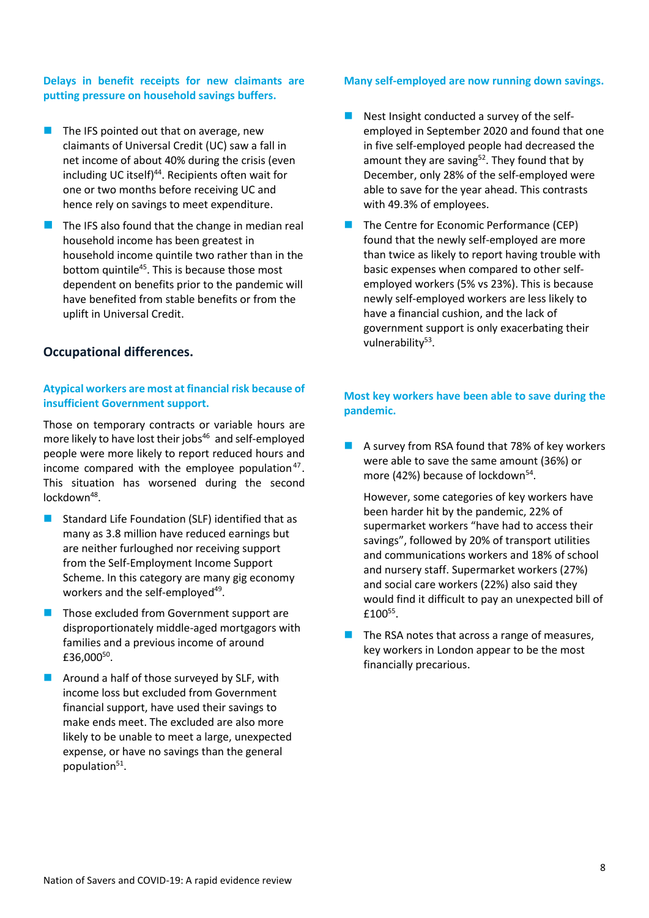**Delays in benefit receipts for new claimants are putting pressure on household savings buffers.**

- The IFS pointed out that on average, new claimants of Universal Credit (UC) saw a fall in net income of about 40% during the crisis (even including UC itself)[44]. Recipients often wait for one or two months before receiving UC and hence rely on savings to meet expenditure.
- The IFS also found that the change in median real household income has been greatest in household income quintile two rather than in the bottom quintile[45]. This is because those most dependent on benefits prior to the pandemic will have benefited from stable benefits or from the uplift in Universal Credit.

## Occupational differences.

**Atypical workers are most at financial risk because of insufficient Government support.**

Those on temporary contracts or variable hours are more likely to have lost their jobs[46] and self-employed people were more likely to report reduced hours and income compared with the employee population[47]. This situation has worsened during the second lockdown[48].

- Standard Life Foundation (SLF) identified that as many as 3.8 million have reduced earnings but are neither furloughed nor receiving support from the Self-Employment Income Support Scheme. In this category are many gig economy workers and the self-employed[49].
- Those excluded from Government support are disproportionately middle-aged mortgagors with families and a previous income of around £36,000[50].
- Around a half of those surveyed by SLF, with income loss but excluded from Government financial support, have used their savings to make ends meet. The excluded are also more likely to be unable to meet a large, unexpected expense, or have no savings than the general population[51].

**Many self-employed are now running down savings.**

- Nest Insight conducted a survey of the self-employed in September 2020 and found that one in five self-employed people had decreased the amount they are saving[52]. They found that by December, only 28% of the self-employed were able to save for the year ahead. This contrasts with 49.3% of employees.
- The Centre for Economic Performance (CEP) found that the newly self-employed are more than twice as likely to report having trouble with basic expenses when compared to other self-employed workers (5% vs 23%). This is because newly self-employed workers are less likely to have a financial cushion, and the lack of government support is only exacerbating their vulnerability[53].

**Most key workers have been able to save during the pandemic.**

- A survey from RSA found that 78% of key workers were able to save the same amount (36%) or more (42%) because of lockdown[54].

  However, some categories of key workers have been harder hit by the pandemic, 22% of supermarket workers "have had to access their savings", followed by 20% of transport utilities and communications workers and 18% of school and nursery staff. Supermarket workers (27%) and social care workers (22%) also said they would find it difficult to pay an unexpected bill of £100[55].
- The RSA notes that across a range of measures, key workers in London appear to be the most financially precarious.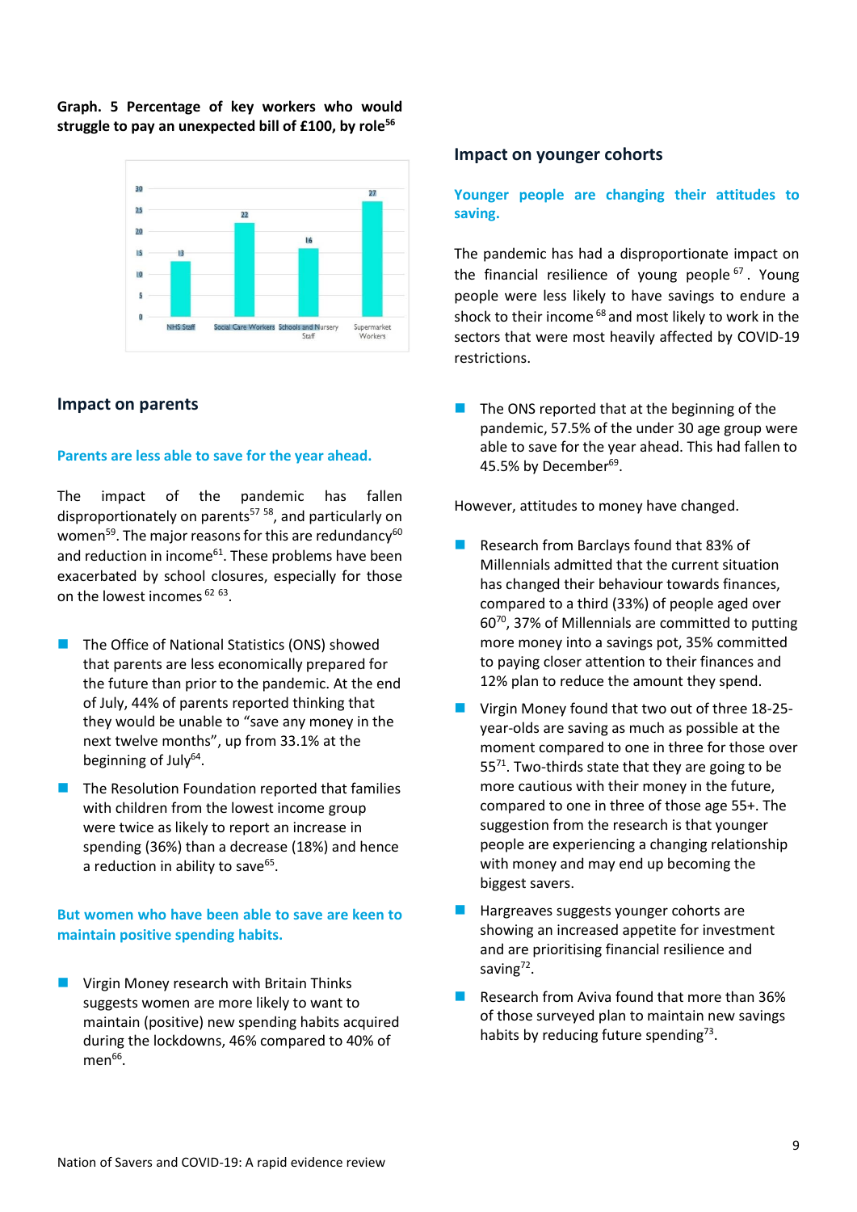**Graph. 5 Percentage of key workers who would struggle to pay an unexpected bill of £100, by role[56]**

| Role | Percentage |
|---|---|
| NHS Staff | 13 |
| Social Care Workers | 22 |
| Schools and Nursery Staff | 16 |
| Supermarket Workers | 27 |

## Impact on parents

### Parents are less able to save for the year ahead.

The impact of the pandemic has fallen disproportionately on parents[57 58], and particularly on women[59]. The major reasons for this are redundancy[60] and reduction in income[61]. These problems have been exacerbated by school closures, especially for those on the lowest incomes [62 63].

- The Office of National Statistics (ONS) showed that parents are less economically prepared for the future than prior to the pandemic. At the end of July, 44% of parents reported thinking that they would be unable to "save any money in the next twelve months", up from 33.1% at the beginning of July[64].
- The Resolution Foundation reported that families with children from the lowest income group were twice as likely to report an increase in spending (36%) than a decrease (18%) and hence a reduction in ability to save[65].

### But women who have been able to save are keen to maintain positive spending habits.

- Virgin Money research with Britain Thinks suggests women are more likely to want to maintain (positive) new spending habits acquired during the lockdowns, 46% compared to 40% of men[66].

## Impact on younger cohorts

### Younger people are changing their attitudes to saving.

The pandemic has had a disproportionate impact on the financial resilience of young people [67]. Young people were less likely to have savings to endure a shock to their income [68] and most likely to work in the sectors that were most heavily affected by COVID-19 restrictions.

- The ONS reported that at the beginning of the pandemic, 57.5% of the under 30 age group were able to save for the year ahead. This had fallen to 45.5% by December[69].

However, attitudes to money have changed.

- Research from Barclays found that 83% of Millennials admitted that the current situation has changed their behaviour towards finances, compared to a third (33%) of people aged over 60[70], 37% of Millennials are committed to putting more money into a savings pot, 35% committed to paying closer attention to their finances and 12% plan to reduce the amount they spend.
- Virgin Money found that two out of three 18-25-year-olds are saving as much as possible at the moment compared to one in three for those over 55[71]. Two-thirds state that they are going to be more cautious with their money in the future, compared to one in three of those age 55+. The suggestion from the research is that younger people are experiencing a changing relationship with money and may end up becoming the biggest savers.
- Hargreaves suggests younger cohorts are showing an increased appetite for investment and are prioritising financial resilience and saving[72].
- Research from Aviva found that more than 36% of those surveyed plan to maintain new savings habits by reducing future spending[73].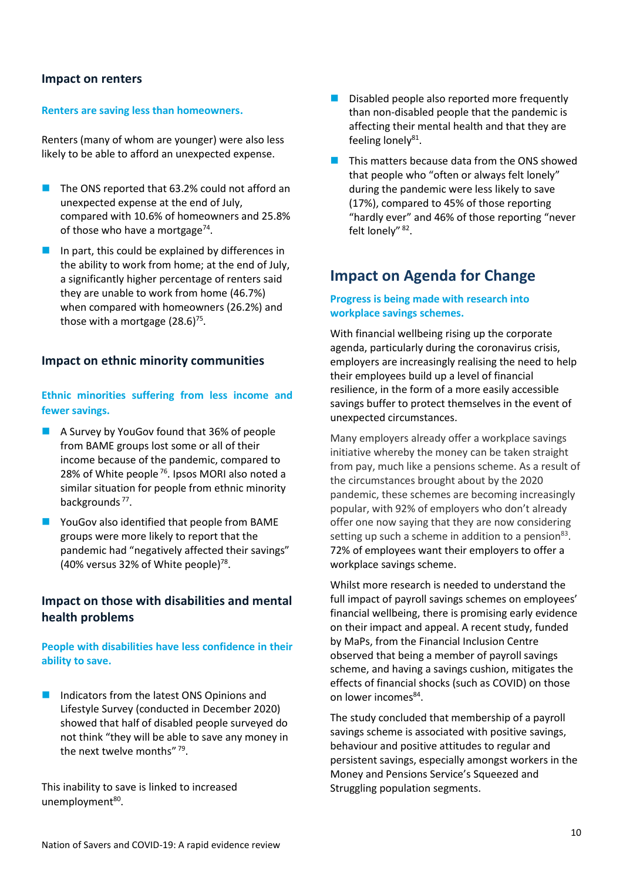### Impact on renters

**Renters are saving less than homeowners.**

Renters (many of whom are younger) were also less likely to be able to afford an unexpected expense.

- The ONS reported that 63.2% could not afford an unexpected expense at the end of July, compared with 10.6% of homeowners and 25.8% of those who have a mortgage[74].
- In part, this could be explained by differences in the ability to work from home; at the end of July, a significantly higher percentage of renters said they are unable to work from home (46.7%) when compared with homeowners (26.2%) and those with a mortgage (28.6)[75].

### Impact on ethnic minority communities

**Ethnic minorities suffering from less income and fewer savings.**

- A Survey by YouGov found that 36% of people from BAME groups lost some or all of their income because of the pandemic, compared to 28% of White people[76]. Ipsos MORI also noted a similar situation for people from ethnic minority backgrounds[77].
- YouGov also identified that people from BAME groups were more likely to report that the pandemic had "negatively affected their savings" (40% versus 32% of White people)[78].

### Impact on those with disabilities and mental health problems

**People with disabilities have less confidence in their ability to save.**

- Indicators from the latest ONS Opinions and Lifestyle Survey (conducted in December 2020) showed that half of disabled people surveyed do not think "they will be able to save any money in the next twelve months"[79].

This inability to save is linked to increased unemployment[80].

- Disabled people also reported more frequently than non-disabled people that the pandemic is affecting their mental health and that they are feeling lonely[81].
- This matters because data from the ONS showed that people who "often or always felt lonely" during the pandemic were less likely to save (17%), compared to 45% of those reporting "hardly ever" and 46% of those reporting "never felt lonely"[82].

## Impact on Agenda for Change

**Progress is being made with research into workplace savings schemes.**

With financial wellbeing rising up the corporate agenda, particularly during the coronavirus crisis, employers are increasingly realising the need to help their employees build up a level of financial resilience, in the form of a more easily accessible savings buffer to protect themselves in the event of unexpected circumstances.

Many employers already offer a workplace savings initiative whereby the money can be taken straight from pay, much like a pensions scheme. As a result of the circumstances brought about by the 2020 pandemic, these schemes are becoming increasingly popular, with 92% of employers who don't already offer one now saying that they are now considering setting up such a scheme in addition to a pension[83]. 72% of employees want their employers to offer a workplace savings scheme.

Whilst more research is needed to understand the full impact of payroll savings schemes on employees' financial wellbeing, there is promising early evidence on their impact and appeal. A recent study, funded by MaPs, from the Financial Inclusion Centre observed that being a member of payroll savings scheme, and having a savings cushion, mitigates the effects of financial shocks (such as COVID) on those on lower incomes[84].

The study concluded that membership of a payroll savings scheme is associated with positive savings, behaviour and positive attitudes to regular and persistent savings, especially amongst workers in the Money and Pensions Service's Squeezed and Struggling population segments.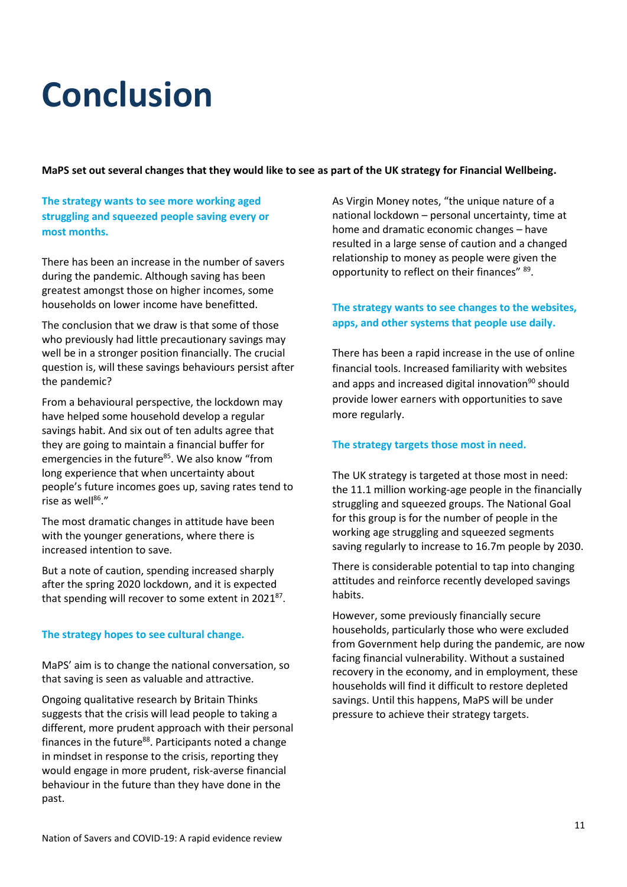# Conclusion

**MaPS set out several changes that they would like to see as part of the UK strategy for Financial Wellbeing.**

**The strategy wants to see more working aged struggling and squeezed people saving every or most months.**

There has been an increase in the number of savers during the pandemic. Although saving has been greatest amongst those on higher incomes, some households on lower income have benefitted.

The conclusion that we draw is that some of those who previously had little precautionary savings may well be in a stronger position financially. The crucial question is, will these savings behaviours persist after the pandemic?

From a behavioural perspective, the lockdown may have helped some household develop a regular savings habit. And six out of ten adults agree that they are going to maintain a financial buffer for emergencies in the future[85]. We also know "from long experience that when uncertainty about people's future incomes goes up, saving rates tend to rise as well[86]."

The most dramatic changes in attitude have been with the younger generations, where there is increased intention to save.

But a note of caution, spending increased sharply after the spring 2020 lockdown, and it is expected that spending will recover to some extent in 2021[87].

**The strategy hopes to see cultural change.**

MaPS' aim is to change the national conversation, so that saving is seen as valuable and attractive.

Ongoing qualitative research by Britain Thinks suggests that the crisis will lead people to taking a different, more prudent approach with their personal finances in the future[88]. Participants noted a change in mindset in response to the crisis, reporting they would engage in more prudent, risk-averse financial behaviour in the future than they have done in the past.

As Virgin Money notes, "the unique nature of a national lockdown – personal uncertainty, time at home and dramatic economic changes – have resulted in a large sense of caution and a changed relationship to money as people were given the opportunity to reflect on their finances" [89].

**The strategy wants to see changes to the websites, apps, and other systems that people use daily.**

There has been a rapid increase in the use of online financial tools. Increased familiarity with websites and apps and increased digital innovation[90] should provide lower earners with opportunities to save more regularly.

**The strategy targets those most in need.**

The UK strategy is targeted at those most in need: the 11.1 million working-age people in the financially struggling and squeezed groups. The National Goal for this group is for the number of people in the working age struggling and squeezed segments saving regularly to increase to 16.7m people by 2030.

There is considerable potential to tap into changing attitudes and reinforce recently developed savings habits.

However, some previously financially secure households, particularly those who were excluded from Government help during the pandemic, are now facing financial vulnerability. Without a sustained recovery in the economy, and in employment, these households will find it difficult to restore depleted savings. Until this happens, MaPS will be under pressure to achieve their strategy targets.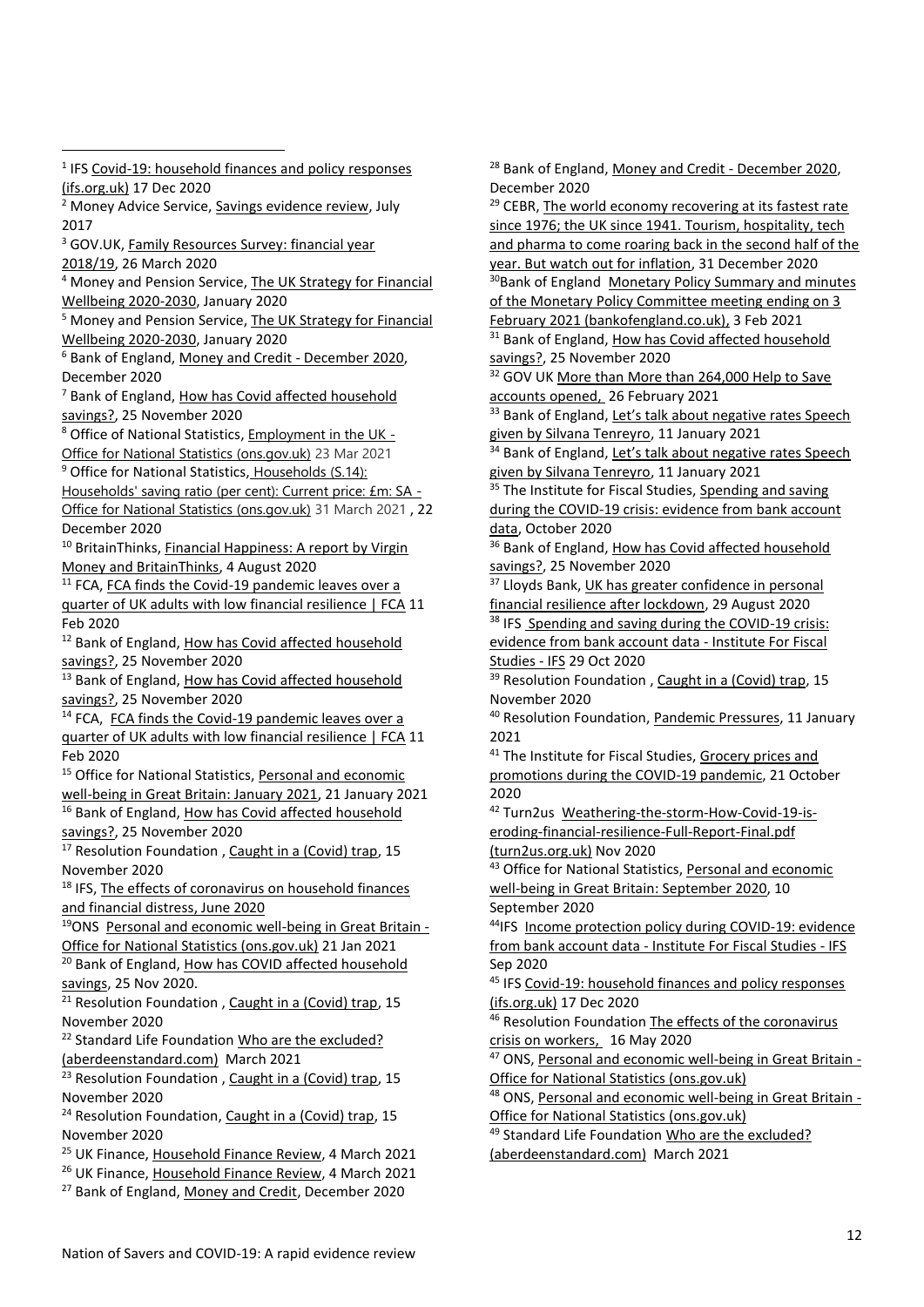[1] IFS Covid-19: household finances and policy responses (ifs.org.uk) 17 Dec 2020

[2] Money Advice Service, Savings evidence review, July 2017

[3] GOV.UK, Family Resources Survey: financial year 2018/19, 26 March 2020

[4] Money and Pension Service, The UK Strategy for Financial Wellbeing 2020-2030, January 2020

[5] Money and Pension Service, The UK Strategy for Financial Wellbeing 2020-2030, January 2020

[6] Bank of England, Money and Credit - December 2020, December 2020

[7] Bank of England, How has Covid affected household savings?, 25 November 2020

[8] Office of National Statistics, Employment in the UK - Office for National Statistics (ons.gov.uk) 23 Mar 2021

[9] Office for National Statistics, Households (S.14): Households' saving ratio (per cent): Current price: £m: SA - Office for National Statistics (ons.gov.uk) 31 March 2021 , 22 December 2020

[10] BritainThinks, Financial Happiness: A report by Virgin Money and BritainThinks, 4 August 2020

[11] FCA, FCA finds the Covid-19 pandemic leaves over a quarter of UK adults with low financial resilience | FCA 11 Feb 2020

[12] Bank of England, How has Covid affected household savings?, 25 November 2020

[13] Bank of England, How has Covid affected household savings?, 25 November 2020

[14] FCA, FCA finds the Covid-19 pandemic leaves over a quarter of UK adults with low financial resilience | FCA 11 Feb 2020

[15] Office for National Statistics, Personal and economic well-being in Great Britain: January 2021, 21 January 2021

[16] Bank of England, How has Covid affected household savings?, 25 November 2020

[17] Resolution Foundation , Caught in a (Covid) trap, 15 November 2020

[18] IFS, The effects of coronavirus on household finances and financial distress, June 2020

[19] ONS Personal and economic well-being in Great Britain - Office for National Statistics (ons.gov.uk) 21 Jan 2021

[20] Bank of England, How has COVID affected household savings, 25 Nov 2020.

[21] Resolution Foundation , Caught in a (Covid) trap, 15 November 2020

[22] Standard Life Foundation Who are the excluded? (aberdeenstandard.com) March 2021

[23] Resolution Foundation , Caught in a (Covid) trap, 15 November 2020

[24] Resolution Foundation, Caught in a (Covid) trap, 15 November 2020

[25] UK Finance, Household Finance Review, 4 March 2021

[26] UK Finance, Household Finance Review, 4 March 2021

[27] Bank of England, Money and Credit, December 2020

[28] Bank of England, Money and Credit - December 2020, December 2020

[29] CEBR, The world economy recovering at its fastest rate since 1976; the UK since 1941. Tourism, hospitality, tech and pharma to come roaring back in the second half of the year. But watch out for inflation, 31 December 2020

[30] Bank of England Monetary Policy Summary and minutes of the Monetary Policy Committee meeting ending on 3 February 2021 (bankofengland.co.uk), 3 Feb 2021

[31] Bank of England, How has Covid affected household savings?, 25 November 2020

[32] GOV UK More than More than 264,000 Help to Save accounts opened, 26 February 2021

[33] Bank of England, Let's talk about negative rates Speech given by Silvana Tenreyro, 11 January 2021

[34] Bank of England, Let's talk about negative rates Speech given by Silvana Tenreyro, 11 January 2021

[35] The Institute for Fiscal Studies, Spending and saving during the COVID-19 crisis: evidence from bank account data, October 2020

[36] Bank of England, How has Covid affected household savings?, 25 November 2020

[37] Lloyds Bank, UK has greater confidence in personal financial resilience after lockdown, 29 August 2020

[38] IFS Spending and saving during the COVID-19 crisis: evidence from bank account data - Institute For Fiscal Studies - IFS 29 Oct 2020

[39] Resolution Foundation , Caught in a (Covid) trap, 15 November 2020

[40] Resolution Foundation, Pandemic Pressures, 11 January 2021

[41] The Institute for Fiscal Studies, Grocery prices and promotions during the COVID-19 pandemic, 21 October 2020

[42] Turn2us Weathering-the-storm-How-Covid-19-is-eroding-financial-resilience-Full-Report-Final.pdf (turn2us.org.uk) Nov 2020

[43] Office for National Statistics, Personal and economic well-being in Great Britain: September 2020, 10 September 2020

[44] IFS Income protection policy during COVID-19: evidence from bank account data - Institute For Fiscal Studies - IFS Sep 2020

[45] IFS Covid-19: household finances and policy responses (ifs.org.uk) 17 Dec 2020

[46] Resolution Foundation The effects of the coronavirus crisis on workers, 16 May 2020

[47] ONS, Personal and economic well-being in Great Britain - Office for National Statistics (ons.gov.uk)

[48] ONS, Personal and economic well-being in Great Britain - Office for National Statistics (ons.gov.uk)

[49] Standard Life Foundation Who are the excluded? (aberdeenstandard.com) March 2021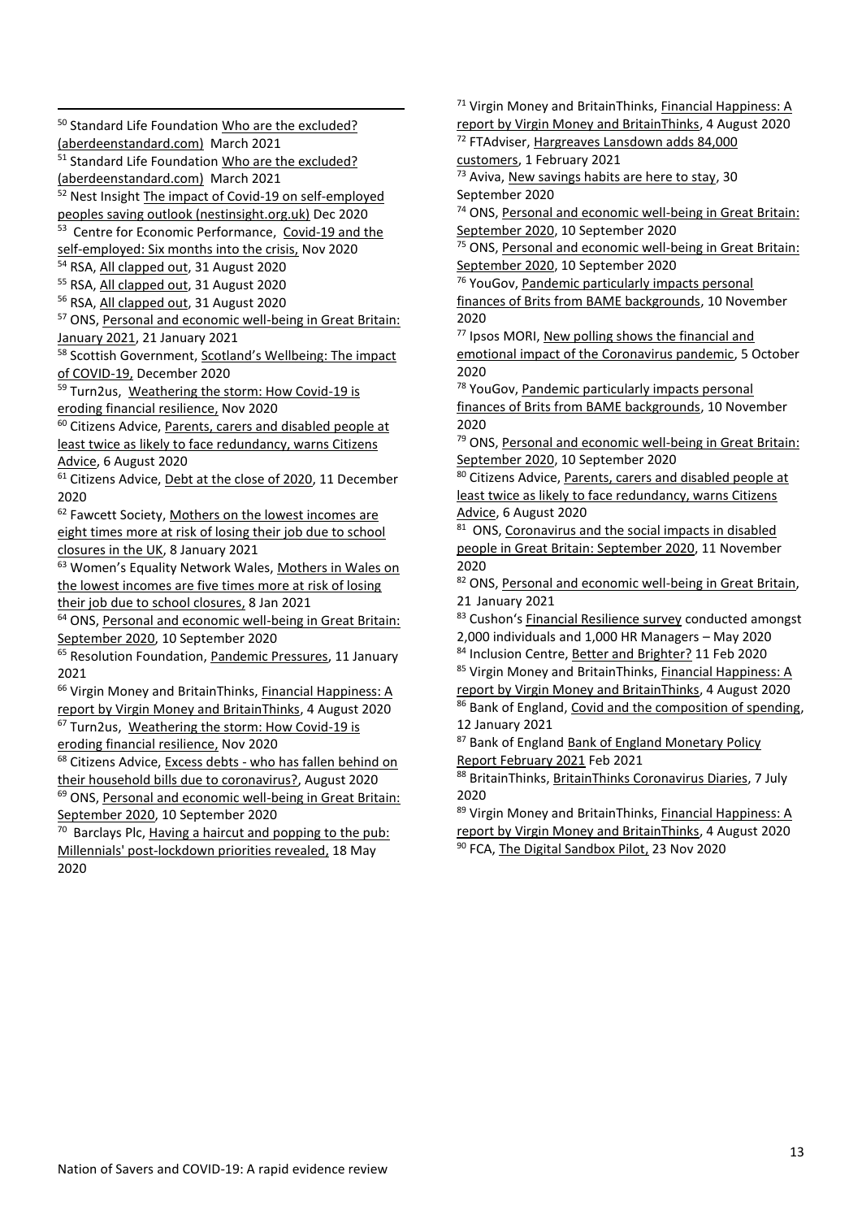[50] Standard Life Foundation Who are the excluded? (aberdeenstandard.com) March 2021

[51] Standard Life Foundation Who are the excluded? (aberdeenstandard.com) March 2021

[52] Nest Insight The impact of Covid-19 on self-employed peoples saving outlook (nestinsight.org.uk) Dec 2020

[53] Centre for Economic Performance, Covid-19 and the self-employed: Six months into the crisis, Nov 2020

[54] RSA, All clapped out, 31 August 2020

[55] RSA, All clapped out, 31 August 2020

[56] RSA, All clapped out, 31 August 2020

[57] ONS, Personal and economic well-being in Great Britain: January 2021, 21 January 2021

[58] Scottish Government, Scotland's Wellbeing: The impact of COVID-19, December 2020

[59] Turn2us, Weathering the storm: How Covid-19 is eroding financial resilience, Nov 2020

[60] Citizens Advice, Parents, carers and disabled people at least twice as likely to face redundancy, warns Citizens Advice, 6 August 2020

[61] Citizens Advice, Debt at the close of 2020, 11 December 2020

[62] Fawcett Society, Mothers on the lowest incomes are eight times more at risk of losing their job due to school closures in the UK, 8 January 2021

[63] Women's Equality Network Wales, Mothers in Wales on the lowest incomes are five times more at risk of losing their job due to school closures, 8 Jan 2021

[64] ONS, Personal and economic well-being in Great Britain: September 2020, 10 September 2020

[65] Resolution Foundation, Pandemic Pressures, 11 January 2021

[66] Virgin Money and BritainThinks, Financial Happiness: A report by Virgin Money and BritainThinks, 4 August 2020

[67] Turn2us, Weathering the storm: How Covid-19 is eroding financial resilience, Nov 2020

[68] Citizens Advice, Excess debts - who has fallen behind on their household bills due to coronavirus?, August 2020

[69] ONS, Personal and economic well-being in Great Britain: September 2020, 10 September 2020

[70] Barclays Plc, Having a haircut and popping to the pub: Millennials' post-lockdown priorities revealed, 18 May 2020

[71] Virgin Money and BritainThinks, Financial Happiness: A report by Virgin Money and BritainThinks, 4 August 2020

[72] FTAdviser, Hargreaves Lansdown adds 84,000 customers, 1 February 2021

[73] Aviva, New savings habits are here to stay, 30 September 2020

[74] ONS, Personal and economic well-being in Great Britain: September 2020, 10 September 2020

[75] ONS, Personal and economic well-being in Great Britain: September 2020, 10 September 2020

[76] YouGov, Pandemic particularly impacts personal finances of Brits from BAME backgrounds, 10 November 2020

[77] Ipsos MORI, New polling shows the financial and emotional impact of the Coronavirus pandemic, 5 October 2020

[78] YouGov, Pandemic particularly impacts personal finances of Brits from BAME backgrounds, 10 November 2020

[79] ONS, Personal and economic well-being in Great Britain: September 2020, 10 September 2020

[80] Citizens Advice, Parents, carers and disabled people at least twice as likely to face redundancy, warns Citizens Advice, 6 August 2020

[81] ONS, Coronavirus and the social impacts in disabled people in Great Britain: September 2020, 11 November 2020

[82] ONS, Personal and economic well-being in Great Britain, 21 January 2021

[83] Cushon's Financial Resilience survey conducted amongst 2,000 individuals and 1,000 HR Managers – May 2020

[84] Inclusion Centre, Better and Brighter? 11 Feb 2020

[85] Virgin Money and BritainThinks, Financial Happiness: A report by Virgin Money and BritainThinks, 4 August 2020

[86] Bank of England, Covid and the composition of spending, 12 January 2021

[87] Bank of England Bank of England Monetary Policy Report February 2021 Feb 2021

[88] BritainThinks, BritainThinks Coronavirus Diaries, 7 July 2020

[89] Virgin Money and BritainThinks, Financial Happiness: A report by Virgin Money and BritainThinks, 4 August 2020

[90] FCA, The Digital Sandbox Pilot, 23 Nov 2020